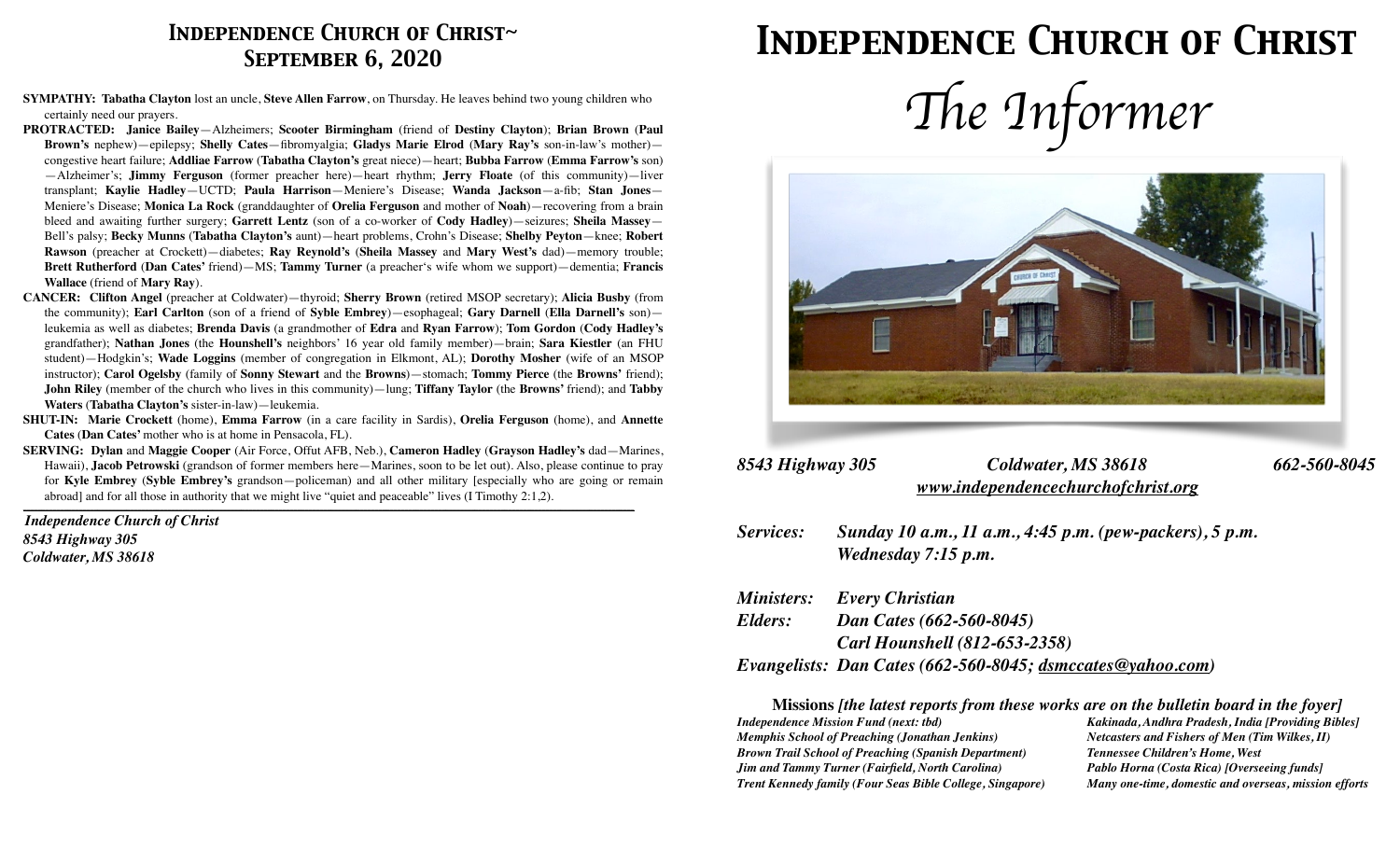## Independence Church of Christ~ September 6, 2020

**SYMPATHY:** **Tabatha Clayton** lost an uncle, **Steve Allen Farrow**, on Thursday. He leaves behind two young children who certainly need our prayers.

**PROTRACTED:** **Janice Bailey**—Alzheimers; **Scooter Birmingham** (friend of **Destiny Clayton**); **Brian Brown** (**Paul Brown's** nephew)—epilepsy; **Shelly Cates**—fibromyalgia; **Gladys Marie Elrod** (**Mary Ray's** son-in-law's mother)—congestive heart failure; **Addliae Farrow** (**Tabatha Clayton's** great niece)—heart; **Bubba Farrow** (**Emma Farrow's** son)—Alzheimer's; **Jimmy Ferguson** (former preacher here)—heart rhythm; **Jerry Floate** (of this community)—liver transplant; **Kaylie Hadley**—UCTD; **Paula Harrison**—Meniere's Disease; **Wanda Jackson**—a-fib; **Stan Jones**—Meniere's Disease; **Monica La Rock** (granddaughter of **Orelia Ferguson** and mother of **Noah**)—recovering from a brain bleed and awaiting further surgery; **Garrett Lentz** (son of a co-worker of **Cody Hadley**)—seizures; **Sheila Massey**—Bell's palsy; **Becky Munns** (**Tabatha Clayton's** aunt)—heart problems, Crohn's Disease; **Shelby Peyton**—knee; **Robert Rawson** (preacher at Crockett)—diabetes; **Ray Reynold's** (**Sheila Massey** and **Mary West's** dad)—memory trouble; **Brett Rutherford** (**Dan Cates'** friend)—MS; **Tammy Turner** (a preacher's wife whom we support)—dementia; **Francis Wallace** (friend of **Mary Ray**).

**CANCER:** **Clifton Angel** (preacher at Coldwater)—thyroid; **Sherry Brown** (retired MSOP secretary); **Alicia Busby** (from the community); **Earl Carlton** (son of a friend of **Syble Embrey**)—esophageal; **Gary Darnell** (**Ella Darnell's** son)—leukemia as well as diabetes; **Brenda Davis** (a grandmother of **Edra** and **Ryan Farrow**); **Tom Gordon** (**Cody Hadley's** grandfather); **Nathan Jones** (the **Hounshell's** neighbors' 16 year old family member)—brain; **Sara Kiestler** (an FHU student)—Hodgkin's; **Wade Loggins** (member of congregation in Elkmont, AL); **Dorothy Mosher** (wife of an MSOP instructor); **Carol Ogelsby** (family of **Sonny Stewart** and the **Browns**)—stomach; **Tommy Pierce** (the **Browns'** friend); **John Riley** (member of the church who lives in this community)—lung; **Tiffany Taylor** (the **Browns'** friend); and **Tabby Waters** (**Tabatha Clayton's** sister-in-law)—leukemia.

**SHUT-IN:** **Marie Crockett** (home), **Emma Farrow** (in a care facility in Sardis), **Orelia Ferguson** (home), and **Annette Cates** (**Dan Cates'** mother who is at home in Pensacola, FL).

**SERVING:** **Dylan** and **Maggie Cooper** (Air Force, Offut AFB, Neb.), **Cameron Hadley** (**Grayson Hadley's** dad—Marines, Hawaii), **Jacob Petrowski** (grandson of former members here—Marines, soon to be let out). Also, please continue to pray for **Kyle Embrey** (**Syble Embrey's** grandson—policeman) and all other military [especially who are going or remain abroad] and for all those in authority that we might live "quiet and peaceable" lives (I Timothy 2:1,2).

***Independence Church of Christ***
***8543 Highway 305***
***Coldwater, MS 38618***

# Independence Church of Christ

# *The Informer*

***8543 Highway 305 — Coldwater, MS 38618 — 662-560-8045***
***www.independencechurchofchrist.org***

***Services:*** ***Sunday 10 a.m., 11 a.m., 4:45 p.m. (pew-packers), 5 p.m.***
***Wednesday 7:15 p.m.***

***Ministers:*** ***Every Christian***
***Elders:*** ***Dan Cates (662-560-8045)***
***Carl Hounshell (812-653-2358)***
***Evangelists:*** ***Dan Cates (662-560-8045; dsmccates@yahoo.com)***

**Missions** ***[the latest reports from these works are on the bulletin board in the foyer]***

- *Independence Mission Fund (next: tbd)*
- *Memphis School of Preaching (Jonathan Jenkins)*
- *Brown Trail School of Preaching (Spanish Department)*
- *Jim and Tammy Turner (Fairfield, North Carolina)*
- *Trent Kennedy family (Four Seas Bible College, Singapore)*
- *Kakinada, Andhra Pradesh, India [Providing Bibles]*
- *Netcasters and Fishers of Men (Tim Wilkes, II)*
- *Tennessee Children's Home, West*
- *Pablo Horna (Costa Rica) [Overseeing funds]*
- *Many one-time, domestic and overseas, mission efforts*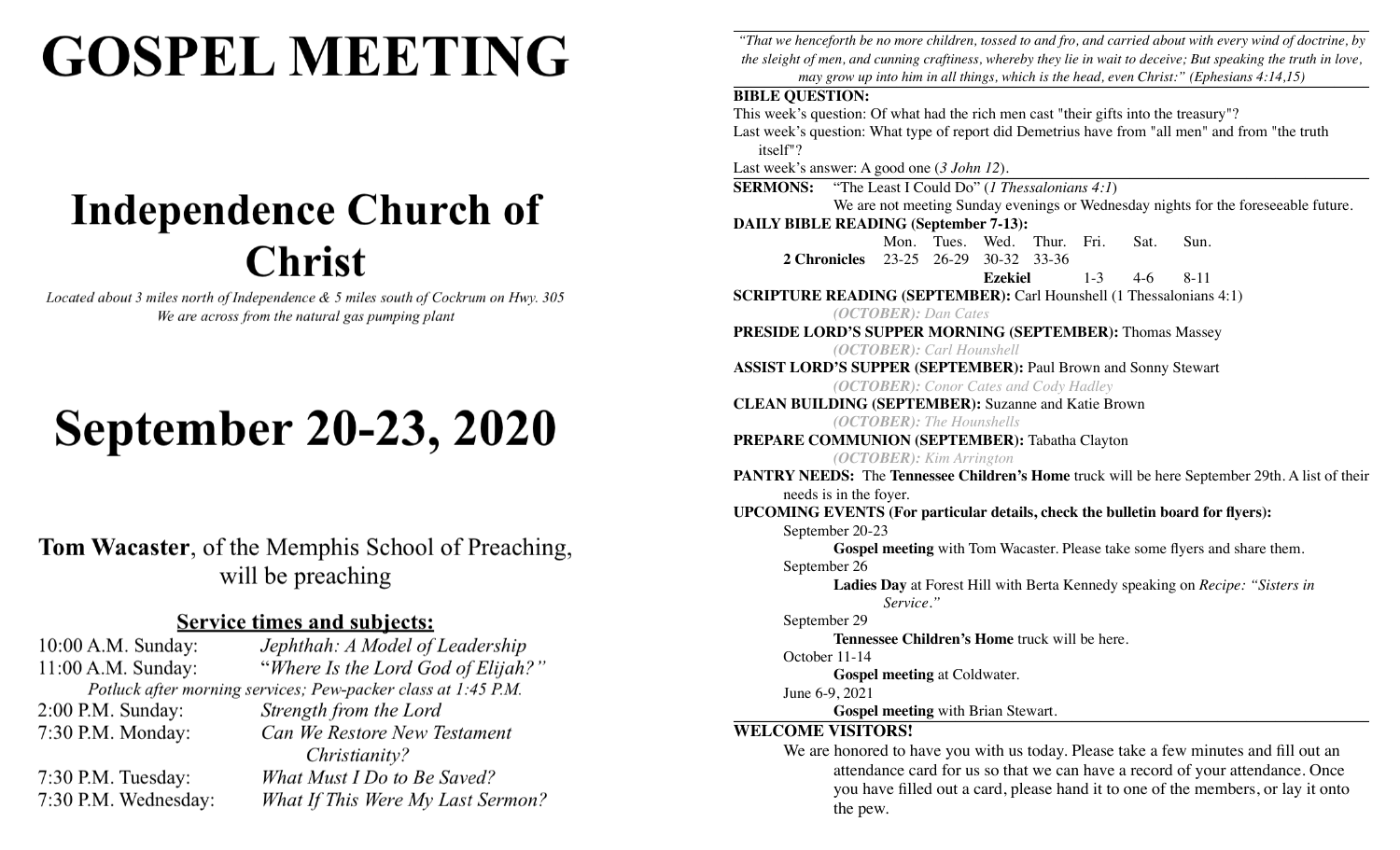# GOSPEL MEETING

## Independence Church of Christ

*Located about 3 miles north of Independence & 5 miles south of Cockrum on Hwy. 305*
*We are across from the natural gas pumping plant*

# September 20-23, 2020

**Tom Wacaster**, of the Memphis School of Preaching, will be preaching

**Service times and subjects:**

| | |
|---|---|
| 10:00 A.M. Sunday: | *Jephthah: A Model of Leadership* |
| 11:00 A.M. Sunday: | "*Where Is the Lord God of Elijah?*" |
| *Potluck after morning services; Pew-packer class at 1:45 P.M.* | |
| 2:00 P.M. Sunday: | *Strength from the Lord* |
| 7:30 P.M. Monday: | *Can We Restore New Testament Christianity?* |
| 7:30 P.M. Tuesday: | *What Must I Do to Be Saved?* |
| 7:30 P.M. Wednesday: | *What If This Were My Last Sermon?* |

---

*"That we henceforth be no more children, tossed to and fro, and carried about with every wind of doctrine, by the sleight of men, and cunning craftiness, whereby they lie in wait to deceive; But speaking the truth in love, may grow up into him in all things, which is the head, even Christ:" (Ephesians 4:14,15)*

**BIBLE QUESTION:**

This week's question: Of what had the rich men cast "their gifts into the treasury"?

Last week's question: What type of report did Demetrius have from "all men" and from "the truth itself"?

Last week's answer: A good one (*3 John 12*).

**SERMONS:** "The Least I Could Do" (*1 Thessalonians 4:1*)

We are not meeting Sunday evenings or Wednesday nights for the foreseeable future.

**DAILY BIBLE READING (September 7-13):**

| | Mon. | Tues. | Wed. | Thur. | Fri. | Sat. | Sun. |
|---|---|---|---|---|---|---|---|
| **2 Chronicles** | 23-25 | 26-29 | 30-32 | 33-36 | | | |
| | | | **Ezekiel** | | 1-3 | 4-6 | 8-11 |

**SCRIPTURE READING (SEPTEMBER):** Carl Hounshell (1 Thessalonians 4:1)
*(OCTOBER): Dan Cates*

**PRESIDE LORD'S SUPPER MORNING (SEPTEMBER):** Thomas Massey
*(OCTOBER): Carl Hounshell*

**ASSIST LORD'S SUPPER (SEPTEMBER):** Paul Brown and Sonny Stewart
*(OCTOBER): Conor Cates and Cody Hadley*

**CLEAN BUILDING (SEPTEMBER):** Suzanne and Katie Brown
*(OCTOBER): The Hounshells*

**PREPARE COMMUNION (SEPTEMBER):** Tabatha Clayton
*(OCTOBER): Kim Arrington*

**PANTRY NEEDS:** The **Tennessee Children's Home** truck will be here September 29th. A list of their needs is in the foyer.

**UPCOMING EVENTS (For particular details, check the bulletin board for flyers):**

September 20-23
**Gospel meeting** with Tom Wacaster. Please take some flyers and share them.

September 26
**Ladies Day** at Forest Hill with Berta Kennedy speaking on *Recipe: "Sisters in Service."*

September 29
**Tennessee Children's Home** truck will be here.

October 11-14
**Gospel meeting** at Coldwater.

June 6-9, 2021
**Gospel meeting** with Brian Stewart.

**WELCOME VISITORS!**

We are honored to have you with us today. Please take a few minutes and fill out an attendance card for us so that we can have a record of your attendance. Once you have filled out a card, please hand it to one of the members, or lay it onto the pew.